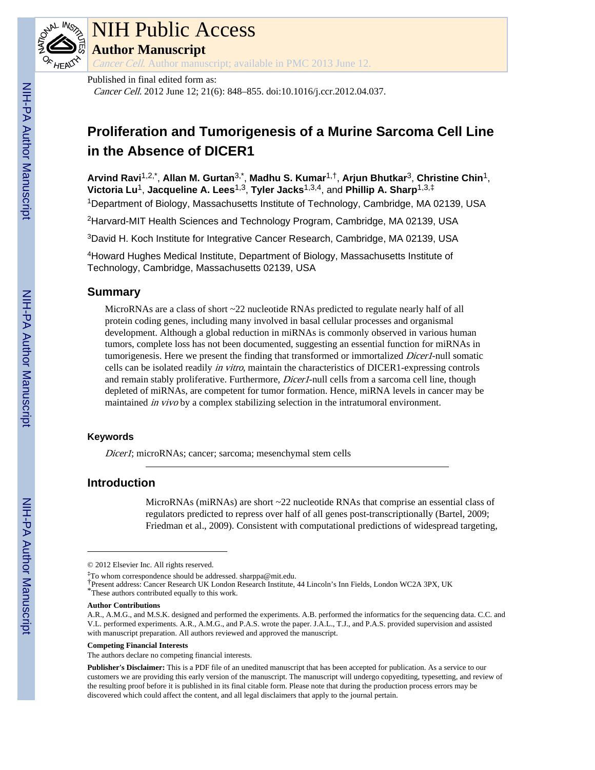# NIH Public Access

## Author Manuscript

*Cancer Cell*. Author manuscript; available in PMC 2013 June 12.

Published in final edited form as:

*Cancer Cell*. 2012 June 12; 21(6): 848–855. doi:10.1016/j.ccr.2012.04.037.

# Proliferation and Tumorigenesis of a Murine Sarcoma Cell Line in the Absence of DICER1

**Arvind Ravi**[1,2,*], **Allan M. Gurtan**[3,*], **Madhu S. Kumar**[1,†], **Arjun Bhutkar**[3], **Christine Chin**[1], **Victoria Lu**[1], **Jacqueline A. Lees**[1,3], **Tyler Jacks**[1,3,4], and **Phillip A. Sharp**[1,3,‡]

[1]Department of Biology, Massachusetts Institute of Technology, Cambridge, MA 02139, USA

[2]Harvard-MIT Health Sciences and Technology Program, Cambridge, MA 02139, USA

[3]David H. Koch Institute for Integrative Cancer Research, Cambridge, MA 02139, USA

[4]Howard Hughes Medical Institute, Department of Biology, Massachusetts Institute of Technology, Cambridge, Massachusetts 02139, USA

## Summary

MicroRNAs are a class of short ~22 nucleotide RNAs predicted to regulate nearly half of all protein coding genes, including many involved in basal cellular processes and organismal development. Although a global reduction in miRNAs is commonly observed in various human tumors, complete loss has not been documented, suggesting an essential function for miRNAs in tumorigenesis. Here we present the finding that transformed or immortalized *Dicer1*-null somatic cells can be isolated readily *in vitro*, maintain the characteristics of DICER1-expressing controls and remain stably proliferative. Furthermore, *Dicer1*-null cells from a sarcoma cell line, though depleted of miRNAs, are competent for tumor formation. Hence, miRNA levels in cancer may be maintained *in vivo* by a complex stabilizing selection in the intratumoral environment.

### Keywords

*Dicer1*; microRNAs; cancer; sarcoma; mesenchymal stem cells

## Introduction

MicroRNAs (miRNAs) are short ~22 nucleotide RNAs that comprise an essential class of regulators predicted to repress over half of all genes post-transcriptionally (Bartel, 2009; Friedman et al., 2009). Consistent with computational predictions of widespread targeting,

---

© 2012 Elsevier Inc. All rights reserved.

‡To whom correspondence should be addressed. sharppa@mit.edu.

†Present address: Cancer Research UK London Research Institute, 44 Lincoln's Inn Fields, London WC2A 3PX, UK

*These authors contributed equally to this work.

**Author Contributions**

A.R., A.M.G., and M.S.K. designed and performed the experiments. A.B. performed the informatics for the sequencing data. C.C. and V.L. performed experiments. A.R., A.M.G., and P.A.S. wrote the paper. J.A.L., T.J., and P.A.S. provided supervision and assisted with manuscript preparation. All authors reviewed and approved the manuscript.

**Competing Financial Interests**

The authors declare no competing financial interests.

**Publisher's Disclaimer:** This is a PDF file of an unedited manuscript that has been accepted for publication. As a service to our customers we are providing this early version of the manuscript. The manuscript will undergo copyediting, typesetting, and review of the resulting proof before it is published in its final citable form. Please note that during the production process errors may be discovered which could affect the content, and all legal disclaimers that apply to the journal pertain.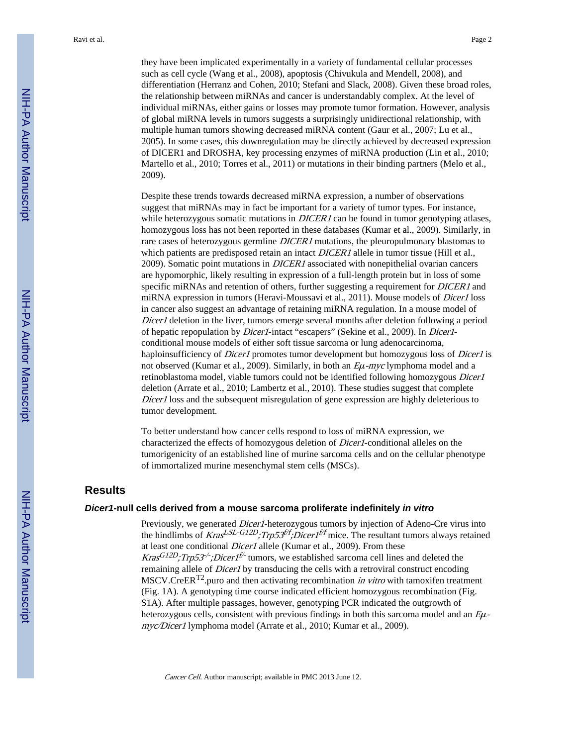they have been implicated experimentally in a variety of fundamental cellular processes such as cell cycle (Wang et al., 2008), apoptosis (Chivukula and Mendell, 2008), and differentiation (Herranz and Cohen, 2010; Stefani and Slack, 2008). Given these broad roles, the relationship between miRNAs and cancer is understandably complex. At the level of individual miRNAs, either gains or losses may promote tumor formation. However, analysis of global miRNA levels in tumors suggests a surprisingly unidirectional relationship, with multiple human tumors showing decreased miRNA content (Gaur et al., 2007; Lu et al., 2005). In some cases, this downregulation may be directly achieved by decreased expression of DICER1 and DROSHA, key processing enzymes of miRNA production (Lin et al., 2010; Martello et al., 2010; Torres et al., 2011) or mutations in their binding partners (Melo et al., 2009).

Despite these trends towards decreased miRNA expression, a number of observations suggest that miRNAs may in fact be important for a variety of tumor types. For instance, while heterozygous somatic mutations in *DICER1* can be found in tumor genotyping atlases, homozygous loss has not been reported in these databases (Kumar et al., 2009). Similarly, in rare cases of heterozygous germline *DICER1* mutations, the pleuropulmonary blastomas to which patients are predisposed retain an intact *DICER1* allele in tumor tissue (Hill et al., 2009). Somatic point mutations in *DICER1* associated with nonepithelial ovarian cancers are hypomorphic, likely resulting in expression of a full-length protein but in loss of some specific miRNAs and retention of others, further suggesting a requirement for *DICER1* and miRNA expression in tumors (Heravi-Moussavi et al., 2011). Mouse models of *Dicer1* loss in cancer also suggest an advantage of retaining miRNA regulation. In a mouse model of *Dicer1* deletion in the liver, tumors emerge several months after deletion following a period of hepatic repopulation by *Dicer1*-intact "escapers" (Sekine et al., 2009). In *Dicer1*-conditional mouse models of either soft tissue sarcoma or lung adenocarcinoma, haploinsufficiency of *Dicer1* promotes tumor development but homozygous loss of *Dicer1* is not observed (Kumar et al., 2009). Similarly, in both an *Eμ-myc* lymphoma model and a retinoblastoma model, viable tumors could not be identified following homozygous *Dicer1* deletion (Arrate et al., 2010; Lambertz et al., 2010). These studies suggest that complete *Dicer1* loss and the subsequent misregulation of gene expression are highly deleterious to tumor development.

To better understand how cancer cells respond to loss of miRNA expression, we characterized the effects of homozygous deletion of *Dicer1*-conditional alleles on the tumorigenicity of an established line of murine sarcoma cells and on the cellular phenotype of immortalized murine mesenchymal stem cells (MSCs).

## Results

### *Dicer1*-null cells derived from a mouse sarcoma proliferate indefinitely *in vitro*

Previously, we generated *Dicer1*-heterozygous tumors by injection of Adeno-Cre virus into the hindlimbs of $Kras^{LSL\text{-}G12D}$;$Trp53^{f/f}$;$Dicer1^{f/f}$ mice. The resultant tumors always retained at least one conditional *Dicer1* allele (Kumar et al., 2009). From these $Kras^{G12D}$;$Trp53^{-/-}$;$Dicer1^{f/-}$ tumors, we established sarcoma cell lines and deleted the remaining allele of *Dicer1* by transducing the cells with a retroviral construct encoding MSCV.CreER$^{T2}$.puro and then activating recombination *in vitro* with tamoxifen treatment (Fig. 1A). A genotyping time course indicated efficient homozygous recombination (Fig. S1A). After multiple passages, however, genotyping PCR indicated the outgrowth of heterozygous cells, consistent with previous findings in both this sarcoma model and an *Eμ-myc/Dicer1* lymphoma model (Arrate et al., 2010; Kumar et al., 2009).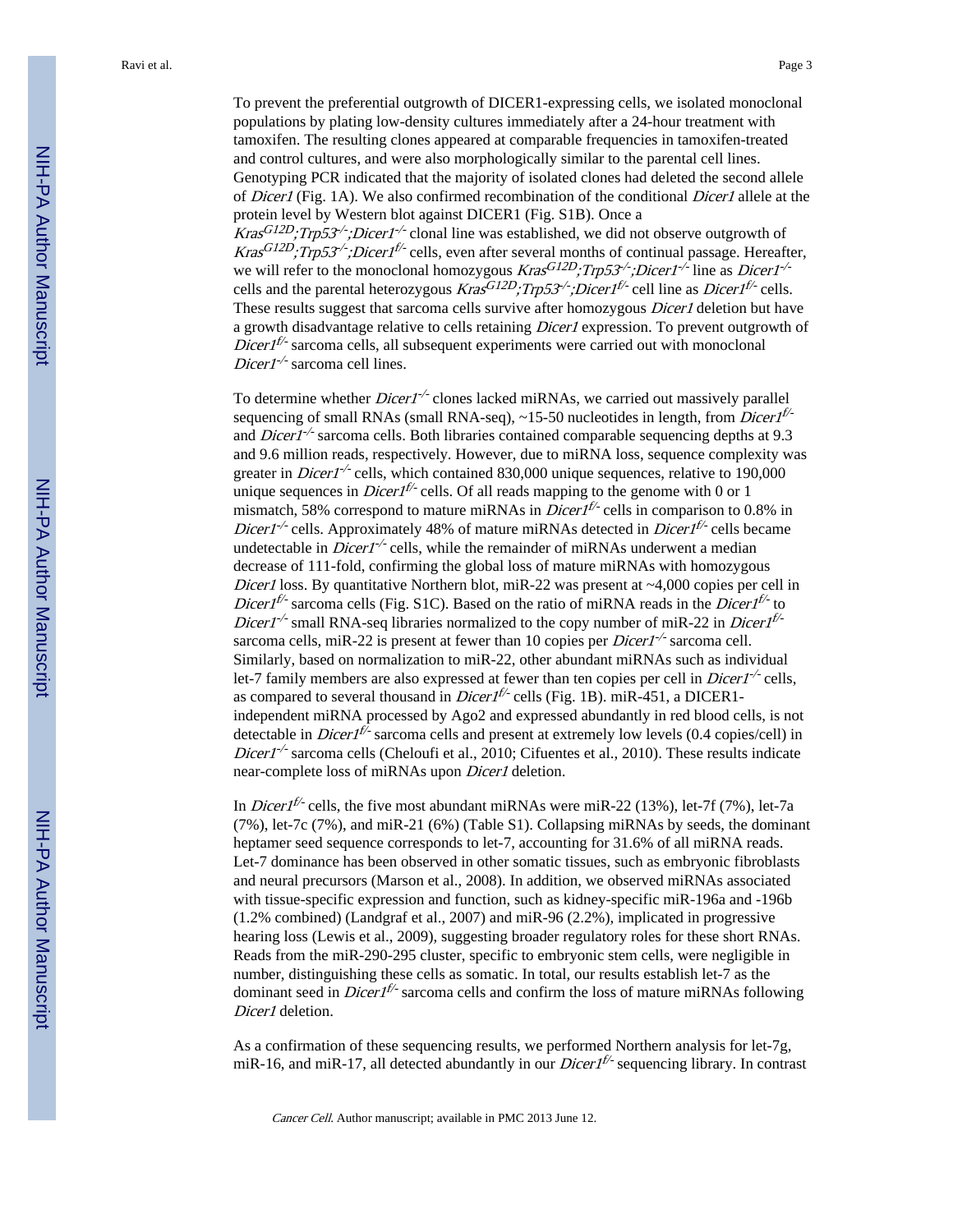To prevent the preferential outgrowth of DICER1-expressing cells, we isolated monoclonal populations by plating low-density cultures immediately after a 24-hour treatment with tamoxifen. The resulting clones appeared at comparable frequencies in tamoxifen-treated and control cultures, and were also morphologically similar to the parental cell lines. Genotyping PCR indicated that the majority of isolated clones had deleted the second allele of *Dicer1* (Fig. 1A). We also confirmed recombination of the conditional *Dicer1* allele at the protein level by Western blot against DICER1 (Fig. S1B). Once a *Kras*$^{G12D}$*;Trp53*$^{-/-}$*;Dicer1*$^{-/-}$ clonal line was established, we did not observe outgrowth of *Kras*$^{G12D}$*;Trp53*$^{-/-}$*;Dicer1*$^{f/-}$ cells, even after several months of continual passage. Hereafter, we will refer to the monoclonal homozygous *Kras*$^{G12D}$*;Trp53*$^{-/-}$*;Dicer1*$^{-/-}$ line as *Dicer1*$^{-/-}$ cells and the parental heterozygous *Kras*$^{G12D}$*;Trp53*$^{-/-}$*;Dicer1*$^{f/-}$ cell line as *Dicer1*$^{f/-}$ cells. These results suggest that sarcoma cells survive after homozygous *Dicer1* deletion but have a growth disadvantage relative to cells retaining *Dicer1* expression. To prevent outgrowth of *Dicer1*$^{f/-}$ sarcoma cells, all subsequent experiments were carried out with monoclonal *Dicer1*$^{-/-}$ sarcoma cell lines.

To determine whether *Dicer1*$^{-/-}$ clones lacked miRNAs, we carried out massively parallel sequencing of small RNAs (small RNA-seq), ~15-50 nucleotides in length, from *Dicer1*$^{f/-}$ and *Dicer1*$^{-/-}$ sarcoma cells. Both libraries contained comparable sequencing depths at 9.3 and 9.6 million reads, respectively. However, due to miRNA loss, sequence complexity was greater in *Dicer1*$^{-/-}$ cells, which contained 830,000 unique sequences, relative to 190,000 unique sequences in *Dicer1*$^{f/-}$ cells. Of all reads mapping to the genome with 0 or 1 mismatch, 58% correspond to mature miRNAs in *Dicer1*$^{f/-}$ cells in comparison to 0.8% in *Dicer1*$^{-/-}$ cells. Approximately 48% of mature miRNAs detected in *Dicer1*$^{f/-}$ cells became undetectable in *Dicer1*$^{-/-}$ cells, while the remainder of miRNAs underwent a median decrease of 111-fold, confirming the global loss of mature miRNAs with homozygous *Dicer1* loss. By quantitative Northern blot, miR-22 was present at ~4,000 copies per cell in *Dicer1*$^{f/-}$ sarcoma cells (Fig. S1C). Based on the ratio of miRNA reads in the *Dicer1*$^{f/-}$ to *Dicer1*$^{-/-}$ small RNA-seq libraries normalized to the copy number of miR-22 in *Dicer1*$^{f/-}$ sarcoma cells, miR-22 is present at fewer than 10 copies per *Dicer1*$^{-/-}$ sarcoma cell. Similarly, based on normalization to miR-22, other abundant miRNAs such as individual let-7 family members are also expressed at fewer than ten copies per cell in *Dicer1*$^{-/-}$ cells, as compared to several thousand in *Dicer1*$^{f/-}$ cells (Fig. 1B). miR-451, a DICER1-independent miRNA processed by Ago2 and expressed abundantly in red blood cells, is not detectable in *Dicer1*$^{f/-}$ sarcoma cells and present at extremely low levels (0.4 copies/cell) in *Dicer1*$^{-/-}$ sarcoma cells (Cheloufi et al., 2010; Cifuentes et al., 2010). These results indicate near-complete loss of miRNAs upon *Dicer1* deletion.

In *Dicer1*$^{f/-}$ cells, the five most abundant miRNAs were miR-22 (13%), let-7f (7%), let-7a (7%), let-7c (7%), and miR-21 (6%) (Table S1). Collapsing miRNAs by seeds, the dominant heptamer seed sequence corresponds to let-7, accounting for 31.6% of all miRNA reads. Let-7 dominance has been observed in other somatic tissues, such as embryonic fibroblasts and neural precursors (Marson et al., 2008). In addition, we observed miRNAs associated with tissue-specific expression and function, such as kidney-specific miR-196a and -196b (1.2% combined) (Landgraf et al., 2007) and miR-96 (2.2%), implicated in progressive hearing loss (Lewis et al., 2009), suggesting broader regulatory roles for these short RNAs. Reads from the miR-290-295 cluster, specific to embryonic stem cells, were negligible in number, distinguishing these cells as somatic. In total, our results establish let-7 as the dominant seed in *Dicer1*$^{f/-}$ sarcoma cells and confirm the loss of mature miRNAs following *Dicer1* deletion.

As a confirmation of these sequencing results, we performed Northern analysis for let-7g, miR-16, and miR-17, all detected abundantly in our *Dicer1*$^{f/-}$ sequencing library. In contrast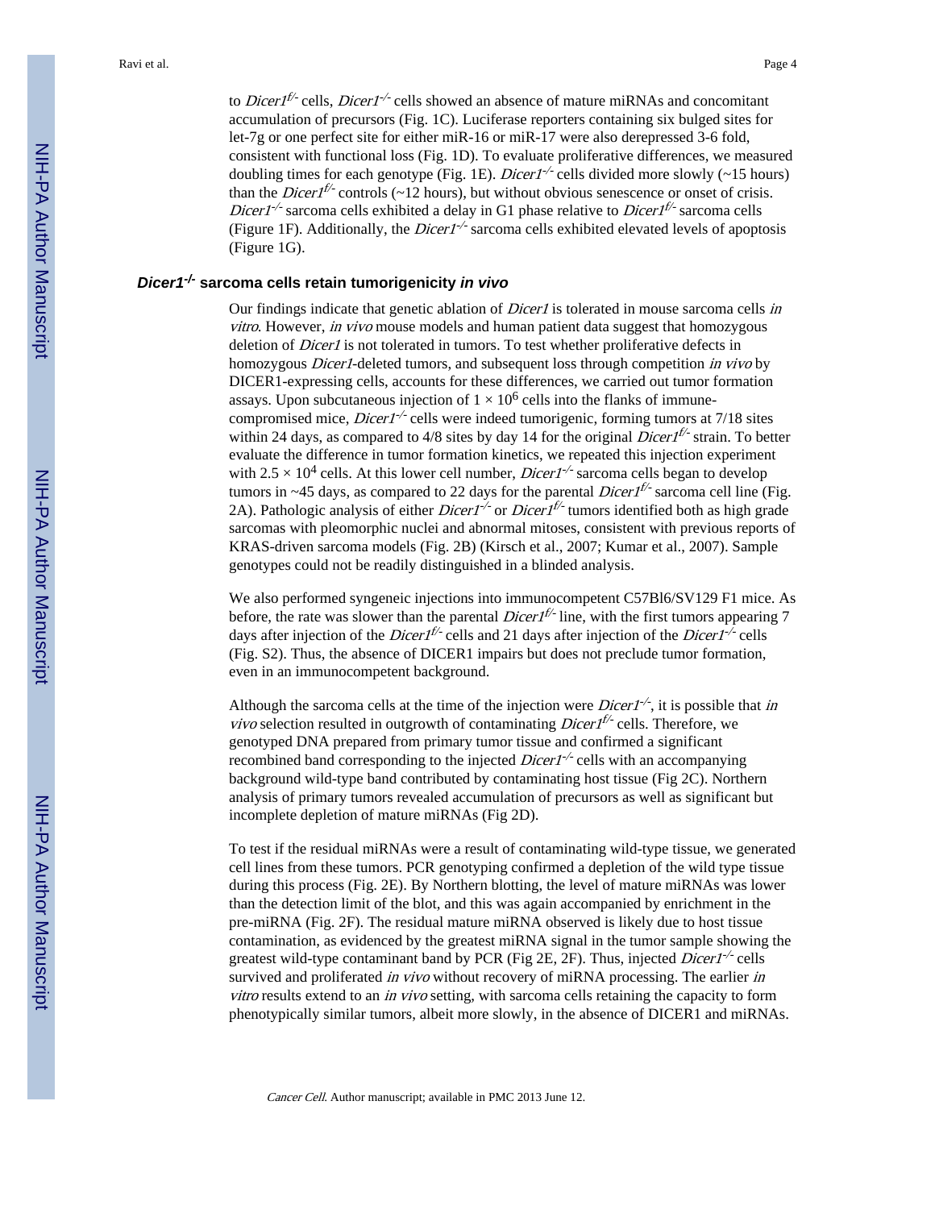to *Dicer1*$^{f/-}$ cells, *Dicer1*$^{-/-}$ cells showed an absence of mature miRNAs and concomitant accumulation of precursors (Fig. 1C). Luciferase reporters containing six bulged sites for let-7g or one perfect site for either miR-16 or miR-17 were also derepressed 3-6 fold, consistent with functional loss (Fig. 1D). To evaluate proliferative differences, we measured doubling times for each genotype (Fig. 1E). *Dicer1*$^{-/-}$ cells divided more slowly (~15 hours) than the *Dicer1*$^{f/-}$ controls (~12 hours), but without obvious senescence or onset of crisis. *Dicer1*$^{-/-}$ sarcoma cells exhibited a delay in G1 phase relative to *Dicer1*$^{f/-}$ sarcoma cells (Figure 1F). Additionally, the *Dicer1*$^{-/-}$ sarcoma cells exhibited elevated levels of apoptosis (Figure 1G).

### ***Dicer1*$^{-/-}$ sarcoma cells retain tumorigenicity *in vivo***

Our findings indicate that genetic ablation of *Dicer1* is tolerated in mouse sarcoma cells *in vitro*. However, *in vivo* mouse models and human patient data suggest that homozygous deletion of *Dicer1* is not tolerated in tumors. To test whether proliferative defects in homozygous *Dicer1*-deleted tumors, and subsequent loss through competition *in vivo* by DICER1-expressing cells, accounts for these differences, we carried out tumor formation assays. Upon subcutaneous injection of $1 \times 10^6$ cells into the flanks of immune-compromised mice, *Dicer1*$^{-/-}$ cells were indeed tumorigenic, forming tumors at 7/18 sites within 24 days, as compared to 4/8 sites by day 14 for the original *Dicer1*$^{f/-}$ strain. To better evaluate the difference in tumor formation kinetics, we repeated this injection experiment with $2.5 \times 10^4$ cells. At this lower cell number, *Dicer1*$^{-/-}$ sarcoma cells began to develop tumors in ~45 days, as compared to 22 days for the parental *Dicer1*$^{f/-}$ sarcoma cell line (Fig. 2A). Pathologic analysis of either *Dicer1*$^{-/-}$ or *Dicer1*$^{f/-}$ tumors identified both as high grade sarcomas with pleomorphic nuclei and abnormal mitoses, consistent with previous reports of KRAS-driven sarcoma models (Fig. 2B) (Kirsch et al., 2007; Kumar et al., 2007). Sample genotypes could not be readily distinguished in a blinded analysis.

We also performed syngeneic injections into immunocompetent C57Bl6/SV129 F1 mice. As before, the rate was slower than the parental *Dicer1*$^{f/-}$ line, with the first tumors appearing 7 days after injection of the *Dicer1*$^{f/-}$ cells and 21 days after injection of the *Dicer1*$^{-/-}$ cells (Fig. S2). Thus, the absence of DICER1 impairs but does not preclude tumor formation, even in an immunocompetent background.

Although the sarcoma cells at the time of the injection were *Dicer1*$^{-/-}$, it is possible that *in vivo* selection resulted in outgrowth of contaminating *Dicer1*$^{f/-}$ cells. Therefore, we genotyped DNA prepared from primary tumor tissue and confirmed a significant recombined band corresponding to the injected *Dicer1*$^{-/-}$ cells with an accompanying background wild-type band contributed by contaminating host tissue (Fig 2C). Northern analysis of primary tumors revealed accumulation of precursors as well as significant but incomplete depletion of mature miRNAs (Fig 2D).

To test if the residual miRNAs were a result of contaminating wild-type tissue, we generated cell lines from these tumors. PCR genotyping confirmed a depletion of the wild type tissue during this process (Fig. 2E). By Northern blotting, the level of mature miRNAs was lower than the detection limit of the blot, and this was again accompanied by enrichment in the pre-miRNA (Fig. 2F). The residual mature miRNA observed is likely due to host tissue contamination, as evidenced by the greatest miRNA signal in the tumor sample showing the greatest wild-type contaminant band by PCR (Fig 2E, 2F). Thus, injected *Dicer1*$^{-/-}$ cells survived and proliferated *in vivo* without recovery of miRNA processing. The earlier *in vitro* results extend to an *in vivo* setting, with sarcoma cells retaining the capacity to form phenotypically similar tumors, albeit more slowly, in the absence of DICER1 and miRNAs.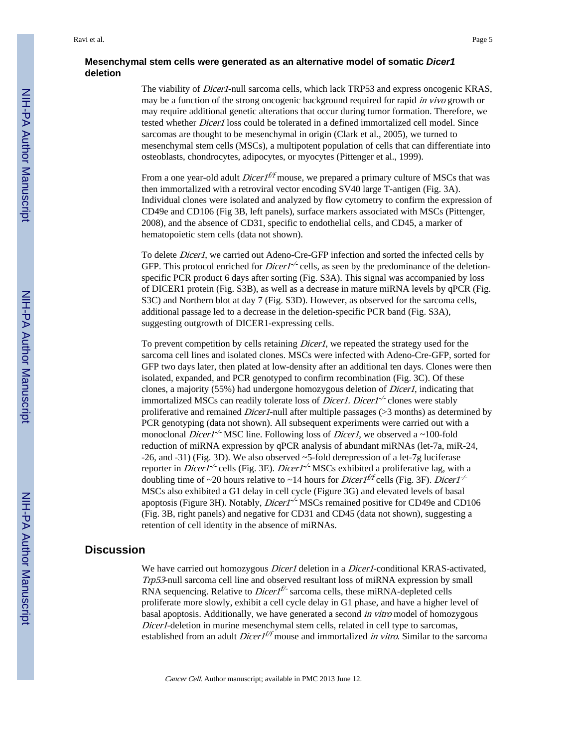### Mesenchymal stem cells were generated as an alternative model of somatic *Dicer1* deletion

The viability of *Dicer1*-null sarcoma cells, which lack TRP53 and express oncogenic KRAS, may be a function of the strong oncogenic background required for rapid *in vivo* growth or may require additional genetic alterations that occur during tumor formation. Therefore, we tested whether *Dicer1* loss could be tolerated in a defined immortalized cell model. Since sarcomas are thought to be mesenchymal in origin (Clark et al., 2005), we turned to mesenchymal stem cells (MSCs), a multipotent population of cells that can differentiate into osteoblasts, chondrocytes, adipocytes, or myocytes (Pittenger et al., 1999).

From a one year-old adult *Dicer1*$^{f/f}$ mouse, we prepared a primary culture of MSCs that was then immortalized with a retroviral vector encoding SV40 large T-antigen (Fig. 3A). Individual clones were isolated and analyzed by flow cytometry to confirm the expression of CD49e and CD106 (Fig 3B, left panels), surface markers associated with MSCs (Pittenger, 2008), and the absence of CD31, specific to endothelial cells, and CD45, a marker of hematopoietic stem cells (data not shown).

To delete *Dicer1*, we carried out Adeno-Cre-GFP infection and sorted the infected cells by GFP. This protocol enriched for *Dicer1*$^{-/-}$ cells, as seen by the predominance of the deletion-specific PCR product 6 days after sorting (Fig. S3A). This signal was accompanied by loss of DICER1 protein (Fig. S3B), as well as a decrease in mature miRNA levels by qPCR (Fig. S3C) and Northern blot at day 7 (Fig. S3D). However, as observed for the sarcoma cells, additional passage led to a decrease in the deletion-specific PCR band (Fig. S3A), suggesting outgrowth of DICER1-expressing cells.

To prevent competition by cells retaining *Dicer1*, we repeated the strategy used for the sarcoma cell lines and isolated clones. MSCs were infected with Adeno-Cre-GFP, sorted for GFP two days later, then plated at low-density after an additional ten days. Clones were then isolated, expanded, and PCR genotyped to confirm recombination (Fig. 3C). Of these clones, a majority (55%) had undergone homozygous deletion of *Dicer1*, indicating that immortalized MSCs can readily tolerate loss of *Dicer1. Dicer1*$^{-/-}$ clones were stably proliferative and remained *Dicer1*-null after multiple passages (>3 months) as determined by PCR genotyping (data not shown). All subsequent experiments were carried out with a monoclonal *Dicer1*$^{-/-}$ MSC line. Following loss of *Dicer1*, we observed a ~100-fold reduction of miRNA expression by qPCR analysis of abundant miRNAs (let-7a, miR-24, -26, and -31) (Fig. 3D). We also observed ~5-fold derepression of a let-7g luciferase reporter in *Dicer1*$^{-/-}$ cells (Fig. 3E). *Dicer1*$^{-/-}$ MSCs exhibited a proliferative lag, with a doubling time of ~20 hours relative to ~14 hours for *Dicer1*$^{f/f}$ cells (Fig. 3F). *Dicer1*$^{-/-}$ MSCs also exhibited a G1 delay in cell cycle (Figure 3G) and elevated levels of basal apoptosis (Figure 3H). Notably, *Dicer1*$^{-/-}$ MSCs remained positive for CD49e and CD106 (Fig. 3B, right panels) and negative for CD31 and CD45 (data not shown), suggesting a retention of cell identity in the absence of miRNAs.

## Discussion

We have carried out homozygous *Dicer1* deletion in a *Dicer1*-conditional KRAS-activated, *Trp53*-null sarcoma cell line and observed resultant loss of miRNA expression by small RNA sequencing. Relative to *Dicer1*$^{f/-}$ sarcoma cells, these miRNA-depleted cells proliferate more slowly, exhibit a cell cycle delay in G1 phase, and have a higher level of basal apoptosis. Additionally, we have generated a second *in vitro* model of homozygous *Dicer1*-deletion in murine mesenchymal stem cells, related in cell type to sarcomas, established from an adult *Dicer1*$^{f/f}$ mouse and immortalized *in vitro*. Similar to the sarcoma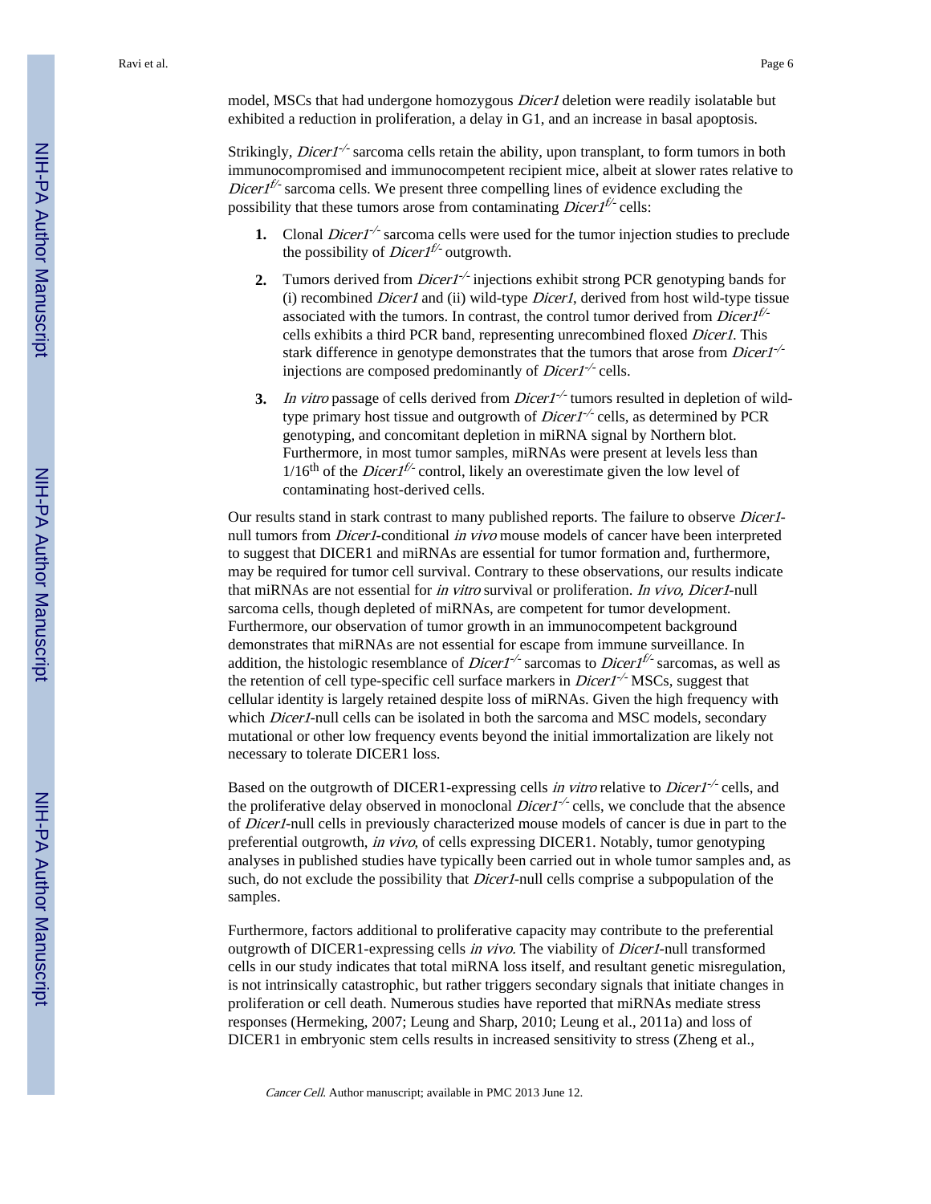model, MSCs that had undergone homozygous *Dicer1* deletion were readily isolatable but exhibited a reduction in proliferation, a delay in G1, and an increase in basal apoptosis.

Strikingly, *Dicer1*$^{-/-}$ sarcoma cells retain the ability, upon transplant, to form tumors in both immunocompromised and immunocompetent recipient mice, albeit at slower rates relative to *Dicer1*$^{f/-}$ sarcoma cells. We present three compelling lines of evidence excluding the possibility that these tumors arose from contaminating *Dicer1*$^{f/-}$ cells:

1. Clonal *Dicer1*$^{-/-}$ sarcoma cells were used for the tumor injection studies to preclude the possibility of *Dicer1*$^{f/-}$ outgrowth.
2. Tumors derived from *Dicer1*$^{-/-}$ injections exhibit strong PCR genotyping bands for (i) recombined *Dicer1* and (ii) wild-type *Dicer1*, derived from host wild-type tissue associated with the tumors. In contrast, the control tumor derived from *Dicer1*$^{f/-}$ cells exhibits a third PCR band, representing unrecombined floxed *Dicer1*. This stark difference in genotype demonstrates that the tumors that arose from *Dicer1*$^{-/-}$ injections are composed predominantly of *Dicer1*$^{-/-}$ cells.
3. *In vitro* passage of cells derived from *Dicer1*$^{-/-}$ tumors resulted in depletion of wild-type primary host tissue and outgrowth of *Dicer1*$^{-/-}$ cells, as determined by PCR genotyping, and concomitant depletion in miRNA signal by Northern blot. Furthermore, in most tumor samples, miRNAs were present at levels less than 1/16$^{\text{th}}$ of the *Dicer1*$^{f/-}$ control, likely an overestimate given the low level of contaminating host-derived cells.

Our results stand in stark contrast to many published reports. The failure to observe *Dicer1*-null tumors from *Dicer1*-conditional *in vivo* mouse models of cancer have been interpreted to suggest that DICER1 and miRNAs are essential for tumor formation and, furthermore, may be required for tumor cell survival. Contrary to these observations, our results indicate that miRNAs are not essential for *in vitro* survival or proliferation. *In vivo, Dicer1*-null sarcoma cells, though depleted of miRNAs, are competent for tumor development. Furthermore, our observation of tumor growth in an immunocompetent background demonstrates that miRNAs are not essential for escape from immune surveillance. In addition, the histologic resemblance of *Dicer1*$^{-/-}$ sarcomas to *Dicer1*$^{f/-}$ sarcomas, as well as the retention of cell type-specific cell surface markers in *Dicer1*$^{-/-}$ MSCs, suggest that cellular identity is largely retained despite loss of miRNAs. Given the high frequency with which *Dicer1*-null cells can be isolated in both the sarcoma and MSC models, secondary mutational or other low frequency events beyond the initial immortalization are likely not necessary to tolerate DICER1 loss.

Based on the outgrowth of DICER1-expressing cells *in vitro* relative to *Dicer1*$^{-/-}$ cells, and the proliferative delay observed in monoclonal *Dicer1*$^{-/-}$ cells, we conclude that the absence of *Dicer1*-null cells in previously characterized mouse models of cancer is due in part to the preferential outgrowth, *in vivo*, of cells expressing DICER1. Notably, tumor genotyping analyses in published studies have typically been carried out in whole tumor samples and, as such, do not exclude the possibility that *Dicer1*-null cells comprise a subpopulation of the samples.

Furthermore, factors additional to proliferative capacity may contribute to the preferential outgrowth of DICER1-expressing cells *in vivo*. The viability of *Dicer1*-null transformed cells in our study indicates that total miRNA loss itself, and resultant genetic misregulation, is not intrinsically catastrophic, but rather triggers secondary signals that initiate changes in proliferation or cell death. Numerous studies have reported that miRNAs mediate stress responses (Hermeking, 2007; Leung and Sharp, 2010; Leung et al., 2011a) and loss of DICER1 in embryonic stem cells results in increased sensitivity to stress (Zheng et al.,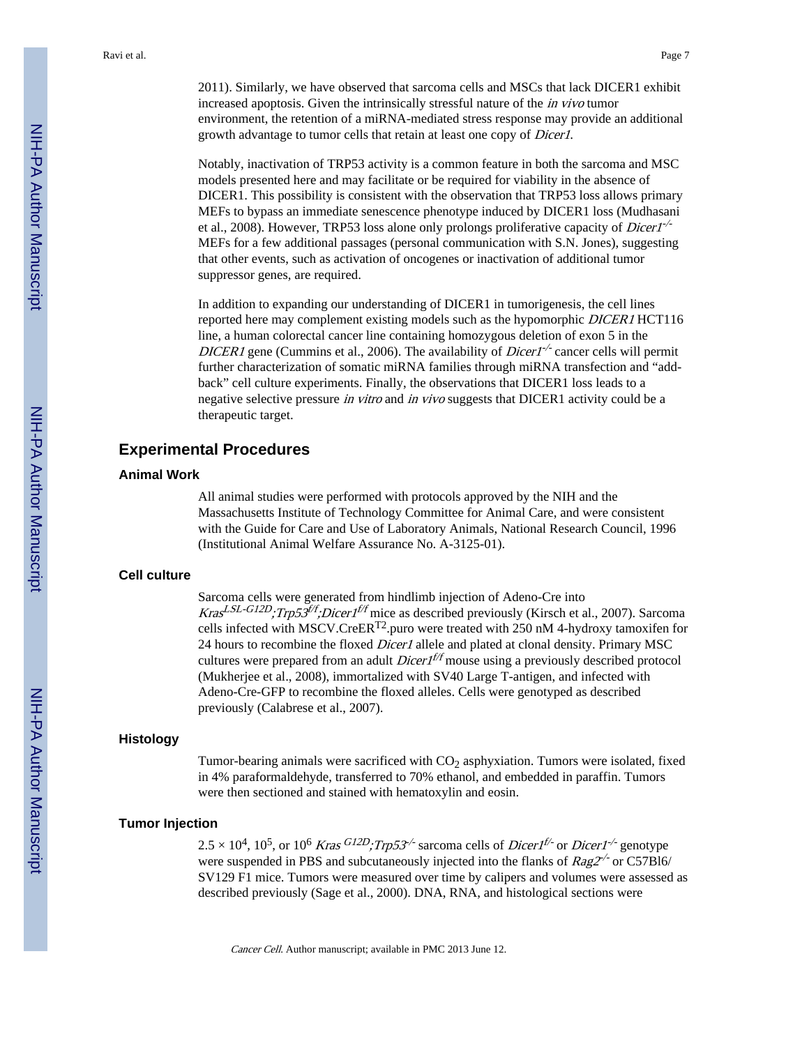2011). Similarly, we have observed that sarcoma cells and MSCs that lack DICER1 exhibit increased apoptosis. Given the intrinsically stressful nature of the *in vivo* tumor environment, the retention of a miRNA-mediated stress response may provide an additional growth advantage to tumor cells that retain at least one copy of *Dicer1*.

Notably, inactivation of TRP53 activity is a common feature in both the sarcoma and MSC models presented here and may facilitate or be required for viability in the absence of DICER1. This possibility is consistent with the observation that TRP53 loss allows primary MEFs to bypass an immediate senescence phenotype induced by DICER1 loss (Mudhasani et al., 2008). However, TRP53 loss alone only prolongs proliferative capacity of *Dicer1*$^{-/-}$ MEFs for a few additional passages (personal communication with S.N. Jones), suggesting that other events, such as activation of oncogenes or inactivation of additional tumor suppressor genes, are required.

In addition to expanding our understanding of DICER1 in tumorigenesis, the cell lines reported here may complement existing models such as the hypomorphic *DICER1* HCT116 line, a human colorectal cancer line containing homozygous deletion of exon 5 in the *DICER1* gene (Cummins et al., 2006). The availability of *Dicer1*$^{-/-}$ cancer cells will permit further characterization of somatic miRNA families through miRNA transfection and “add-back” cell culture experiments. Finally, the observations that DICER1 loss leads to a negative selective pressure *in vitro* and *in vivo* suggests that DICER1 activity could be a therapeutic target.

## Experimental Procedures

### Animal Work

All animal studies were performed with protocols approved by the NIH and the Massachusetts Institute of Technology Committee for Animal Care, and were consistent with the Guide for Care and Use of Laboratory Animals, National Research Council, 1996 (Institutional Animal Welfare Assurance No. A-3125-01).

### Cell culture

Sarcoma cells were generated from hindlimb injection of Adeno-Cre into *Kras*$^{LSL-G12D}$*;Trp53*$^{f/f}$*;Dicer1*$^{f/f}$ mice as described previously (Kirsch et al., 2007). Sarcoma cells infected with MSCV.CreER$^{T2}$.puro were treated with 250 nM 4-hydroxy tamoxifen for 24 hours to recombine the floxed *Dicer1* allele and plated at clonal density. Primary MSC cultures were prepared from an adult *Dicer1*$^{f/f}$ mouse using a previously described protocol (Mukherjee et al., 2008), immortalized with SV40 Large T-antigen, and infected with Adeno-Cre-GFP to recombine the floxed alleles. Cells were genotyped as described previously (Calabrese et al., 2007).

### Histology

Tumor-bearing animals were sacrificed with $CO_2$ asphyxiation. Tumors were isolated, fixed in 4% paraformaldehyde, transferred to 70% ethanol, and embedded in paraffin. Tumors were then sectioned and stained with hematoxylin and eosin.

### Tumor Injection

$2.5 \times 10^4$, $10^5$, or $10^6$ *Kras*$^{G12D}$*;Trp53*$^{-/-}$ sarcoma cells of *Dicer1*$^{f/-}$ or *Dicer1*$^{-/-}$ genotype were suspended in PBS and subcutaneously injected into the flanks of *Rag2*$^{-/-}$ or C57Bl6/SV129 F1 mice. Tumors were measured over time by calipers and volumes were assessed as described previously (Sage et al., 2000). DNA, RNA, and histological sections were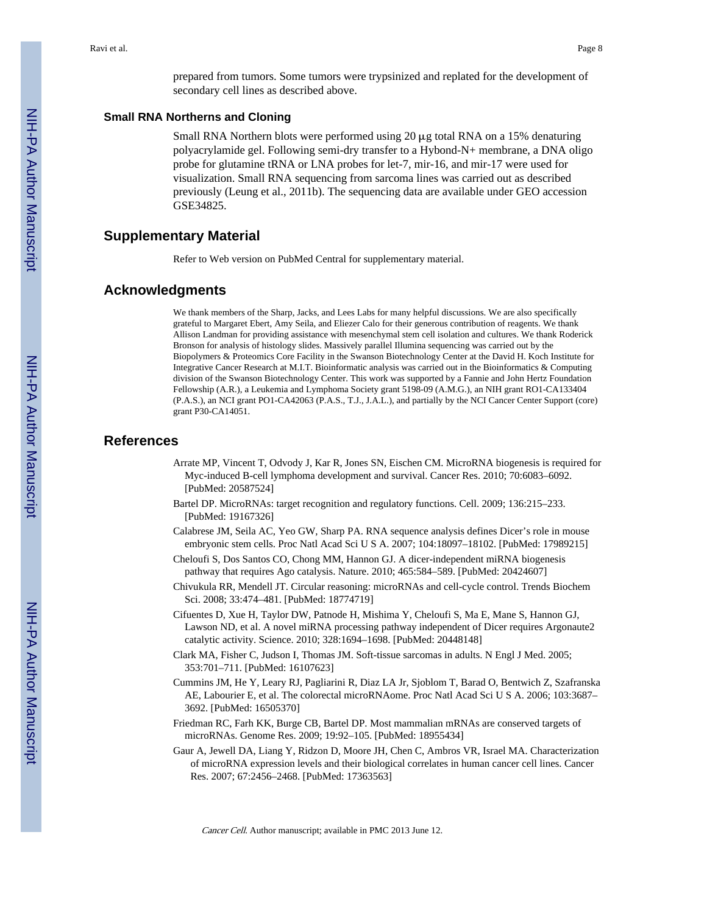prepared from tumors. Some tumors were trypsinized and replated for the development of secondary cell lines as described above.

### Small RNA Northerns and Cloning

Small RNA Northern blots were performed using 20 μg total RNA on a 15% denaturing polyacrylamide gel. Following semi-dry transfer to a Hybond-N+ membrane, a DNA oligo probe for glutamine tRNA or LNA probes for let-7, mir-16, and mir-17 were used for visualization. Small RNA sequencing from sarcoma lines was carried out as described previously (Leung et al., 2011b). The sequencing data are available under GEO accession GSE34825.

## Supplementary Material

Refer to Web version on PubMed Central for supplementary material.

## Acknowledgments

We thank members of the Sharp, Jacks, and Lees Labs for many helpful discussions. We are also specifically grateful to Margaret Ebert, Amy Seila, and Eliezer Calo for their generous contribution of reagents. We thank Allison Landman for providing assistance with mesenchymal stem cell isolation and cultures. We thank Roderick Bronson for analysis of histology slides. Massively parallel Illumina sequencing was carried out by the Biopolymers & Proteomics Core Facility in the Swanson Biotechnology Center at the David H. Koch Institute for Integrative Cancer Research at M.I.T. Bioinformatic analysis was carried out in the Bioinformatics & Computing division of the Swanson Biotechnology Center. This work was supported by a Fannie and John Hertz Foundation Fellowship (A.R.), a Leukemia and Lymphoma Society grant 5198-09 (A.M.G.), an NIH grant RO1-CA133404 (P.A.S.), an NCI grant PO1-CA42063 (P.A.S., T.J., J.A.L.), and partially by the NCI Cancer Center Support (core) grant P30-CA14051.

## References

Arrate MP, Vincent T, Odvody J, Kar R, Jones SN, Eischen CM. MicroRNA biogenesis is required for Myc-induced B-cell lymphoma development and survival. Cancer Res. 2010; 70:6083–6092. [PubMed: 20587524]

Bartel DP. MicroRNAs: target recognition and regulatory functions. Cell. 2009; 136:215–233. [PubMed: 19167326]

Calabrese JM, Seila AC, Yeo GW, Sharp PA. RNA sequence analysis defines Dicer's role in mouse embryonic stem cells. Proc Natl Acad Sci U S A. 2007; 104:18097–18102. [PubMed: 17989215]

Cheloufi S, Dos Santos CO, Chong MM, Hannon GJ. A dicer-independent miRNA biogenesis pathway that requires Ago catalysis. Nature. 2010; 465:584–589. [PubMed: 20424607]

Chivukula RR, Mendell JT. Circular reasoning: microRNAs and cell-cycle control. Trends Biochem Sci. 2008; 33:474–481. [PubMed: 18774719]

Cifuentes D, Xue H, Taylor DW, Patnode H, Mishima Y, Cheloufi S, Ma E, Mane S, Hannon GJ, Lawson ND, et al. A novel miRNA processing pathway independent of Dicer requires Argonaute2 catalytic activity. Science. 2010; 328:1694–1698. [PubMed: 20448148]

Clark MA, Fisher C, Judson I, Thomas JM. Soft-tissue sarcomas in adults. N Engl J Med. 2005; 353:701–711. [PubMed: 16107623]

Cummins JM, He Y, Leary RJ, Pagliarini R, Diaz LA Jr, Sjoblom T, Barad O, Bentwich Z, Szafranska AE, Labourier E, et al. The colorectal microRNAome. Proc Natl Acad Sci U S A. 2006; 103:3687–3692. [PubMed: 16505370]

Friedman RC, Farh KK, Burge CB, Bartel DP. Most mammalian mRNAs are conserved targets of microRNAs. Genome Res. 2009; 19:92–105. [PubMed: 18955434]

Gaur A, Jewell DA, Liang Y, Ridzon D, Moore JH, Chen C, Ambros VR, Israel MA. Characterization of microRNA expression levels and their biological correlates in human cancer cell lines. Cancer Res. 2007; 67:2456–2468. [PubMed: 17363563]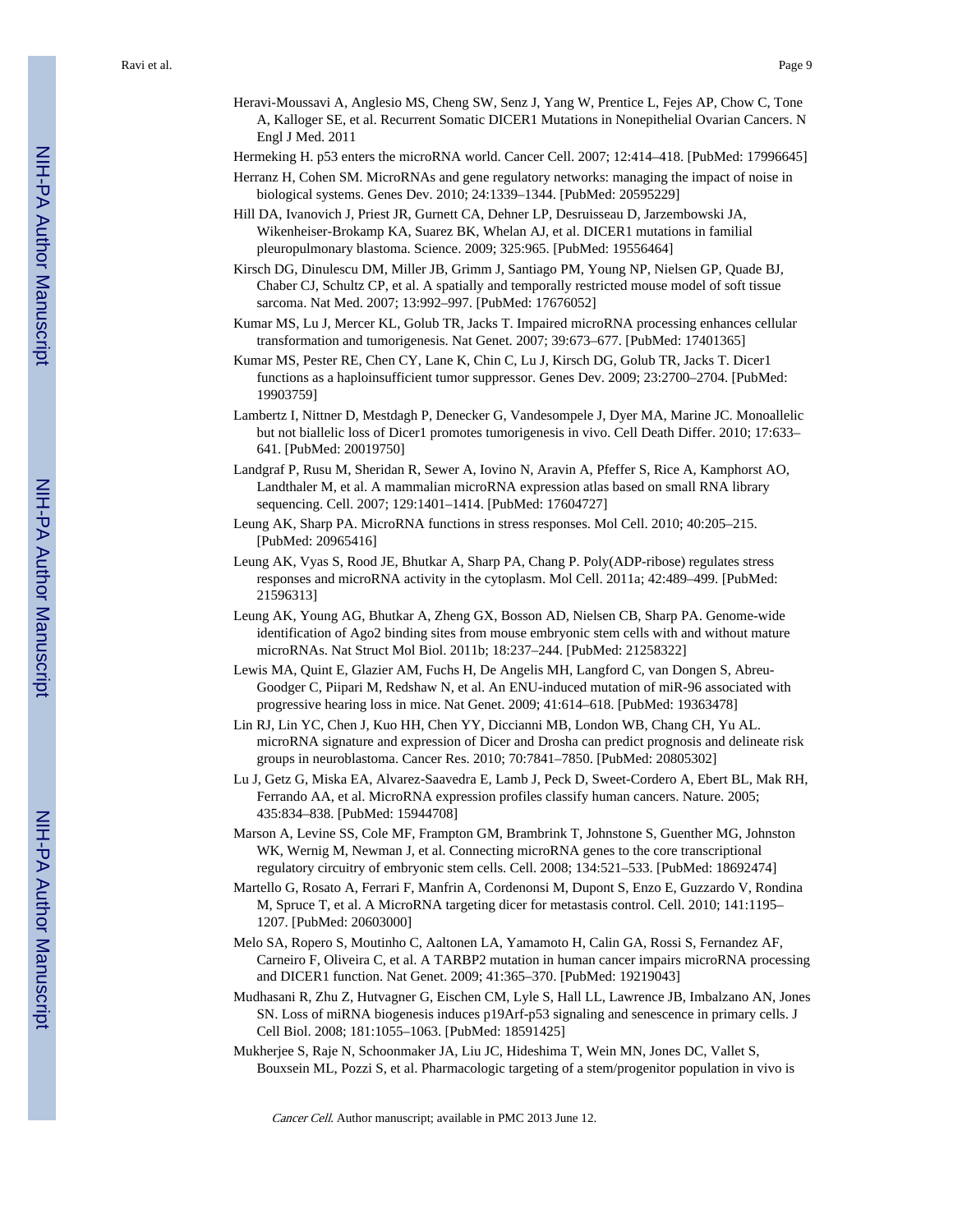Heravi-Moussavi A, Anglesio MS, Cheng SW, Senz J, Yang W, Prentice L, Fejes AP, Chow C, Tone A, Kalloger SE, et al. Recurrent Somatic DICER1 Mutations in Nonepithelial Ovarian Cancers. N Engl J Med. 2011

Hermeking H. p53 enters the microRNA world. Cancer Cell. 2007; 12:414–418. [PubMed: 17996645]

Herranz H, Cohen SM. MicroRNAs and gene regulatory networks: managing the impact of noise in biological systems. Genes Dev. 2010; 24:1339–1344. [PubMed: 20595229]

Hill DA, Ivanovich J, Priest JR, Gurnett CA, Dehner LP, Desruisseau D, Jarzembowski JA, Wikenheiser-Brokamp KA, Suarez BK, Whelan AJ, et al. DICER1 mutations in familial pleuropulmonary blastoma. Science. 2009; 325:965. [PubMed: 19556464]

Kirsch DG, Dinulescu DM, Miller JB, Grimm J, Santiago PM, Young NP, Nielsen GP, Quade BJ, Chaber CJ, Schultz CP, et al. A spatially and temporally restricted mouse model of soft tissue sarcoma. Nat Med. 2007; 13:992–997. [PubMed: 17676052]

Kumar MS, Lu J, Mercer KL, Golub TR, Jacks T. Impaired microRNA processing enhances cellular transformation and tumorigenesis. Nat Genet. 2007; 39:673–677. [PubMed: 17401365]

Kumar MS, Pester RE, Chen CY, Lane K, Chin C, Lu J, Kirsch DG, Golub TR, Jacks T. Dicer1 functions as a haploinsufficient tumor suppressor. Genes Dev. 2009; 23:2700–2704. [PubMed: 19903759]

Lambertz I, Nittner D, Mestdagh P, Denecker G, Vandesompele J, Dyer MA, Marine JC. Monoallelic but not biallelic loss of Dicer1 promotes tumorigenesis in vivo. Cell Death Differ. 2010; 17:633–641. [PubMed: 20019750]

Landgraf P, Rusu M, Sheridan R, Sewer A, Iovino N, Aravin A, Pfeffer S, Rice A, Kamphorst AO, Landthaler M, et al. A mammalian microRNA expression atlas based on small RNA library sequencing. Cell. 2007; 129:1401–1414. [PubMed: 17604727]

Leung AK, Sharp PA. MicroRNA functions in stress responses. Mol Cell. 2010; 40:205–215. [PubMed: 20965416]

Leung AK, Vyas S, Rood JE, Bhutkar A, Sharp PA, Chang P. Poly(ADP-ribose) regulates stress responses and microRNA activity in the cytoplasm. Mol Cell. 2011a; 42:489–499. [PubMed: 21596313]

Leung AK, Young AG, Bhutkar A, Zheng GX, Bosson AD, Nielsen CB, Sharp PA. Genome-wide identification of Ago2 binding sites from mouse embryonic stem cells with and without mature microRNAs. Nat Struct Mol Biol. 2011b; 18:237–244. [PubMed: 21258322]

Lewis MA, Quint E, Glazier AM, Fuchs H, De Angelis MH, Langford C, van Dongen S, Abreu-Goodger C, Piipari M, Redshaw N, et al. An ENU-induced mutation of miR-96 associated with progressive hearing loss in mice. Nat Genet. 2009; 41:614–618. [PubMed: 19363478]

Lin RJ, Lin YC, Chen J, Kuo HH, Chen YY, Diccianni MB, London WB, Chang CH, Yu AL. microRNA signature and expression of Dicer and Drosha can predict prognosis and delineate risk groups in neuroblastoma. Cancer Res. 2010; 70:7841–7850. [PubMed: 20805302]

Lu J, Getz G, Miska EA, Alvarez-Saavedra E, Lamb J, Peck D, Sweet-Cordero A, Ebert BL, Mak RH, Ferrando AA, et al. MicroRNA expression profiles classify human cancers. Nature. 2005; 435:834–838. [PubMed: 15944708]

Marson A, Levine SS, Cole MF, Frampton GM, Brambrink T, Johnstone S, Guenther MG, Johnston WK, Wernig M, Newman J, et al. Connecting microRNA genes to the core transcriptional regulatory circuitry of embryonic stem cells. Cell. 2008; 134:521–533. [PubMed: 18692474]

Martello G, Rosato A, Ferrari F, Manfrin A, Cordenonsi M, Dupont S, Enzo E, Guzzardo V, Rondina M, Spruce T, et al. A MicroRNA targeting dicer for metastasis control. Cell. 2010; 141:1195–1207. [PubMed: 20603000]

Melo SA, Ropero S, Moutinho C, Aaltonen LA, Yamamoto H, Calin GA, Rossi S, Fernandez AF, Carneiro F, Oliveira C, et al. A TARBP2 mutation in human cancer impairs microRNA processing and DICER1 function. Nat Genet. 2009; 41:365–370. [PubMed: 19219043]

Mudhasani R, Zhu Z, Hutvagner G, Eischen CM, Lyle S, Hall LL, Lawrence JB, Imbalzano AN, Jones SN. Loss of miRNA biogenesis induces p19Arf-p53 signaling and senescence in primary cells. J Cell Biol. 2008; 181:1055–1063. [PubMed: 18591425]

Mukherjee S, Raje N, Schoonmaker JA, Liu JC, Hideshima T, Wein MN, Jones DC, Vallet S, Bouxsein ML, Pozzi S, et al. Pharmacologic targeting of a stem/progenitor population in vivo is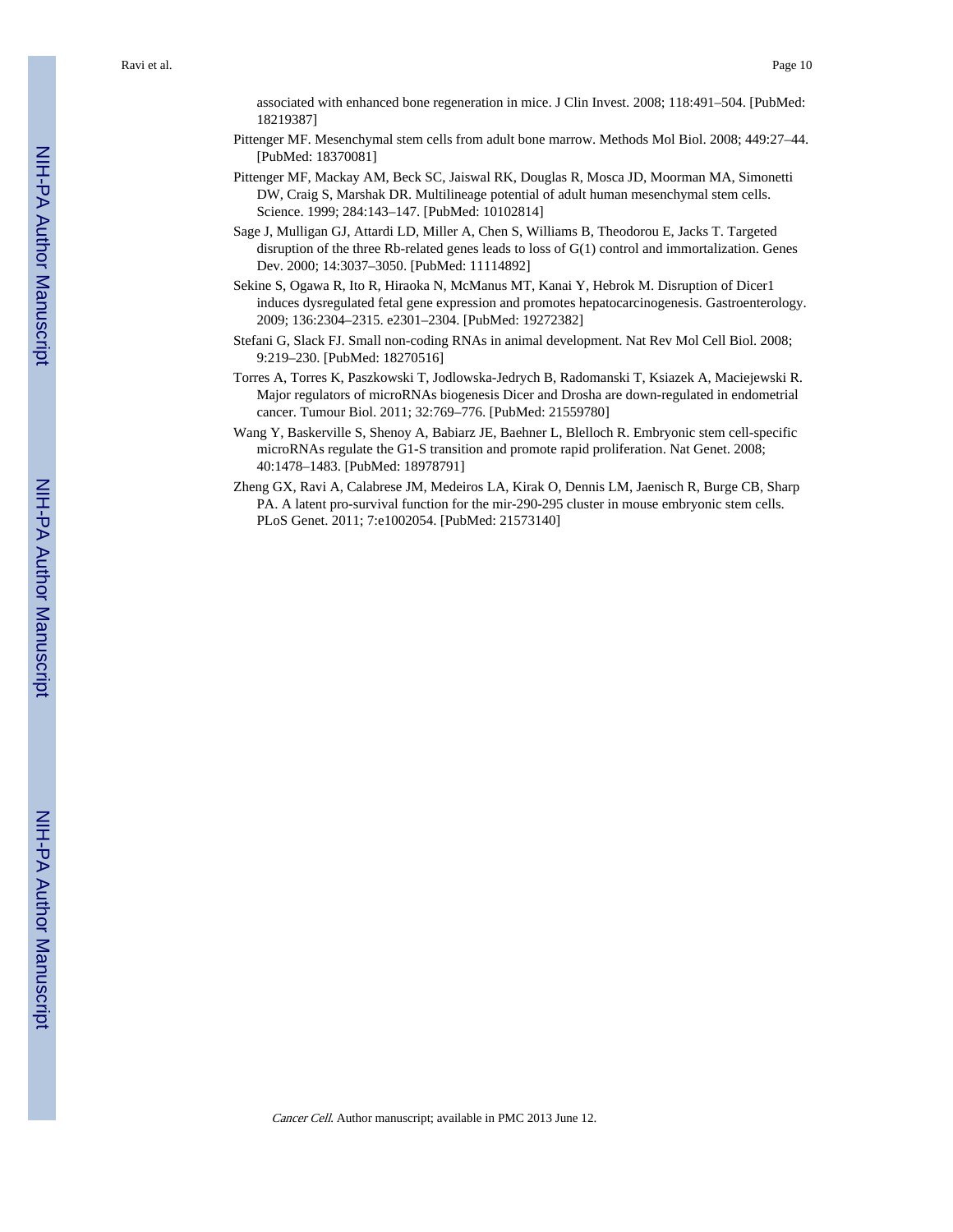associated with enhanced bone regeneration in mice. J Clin Invest. 2008; 118:491–504. [PubMed: 18219387]

Pittenger MF. Mesenchymal stem cells from adult bone marrow. Methods Mol Biol. 2008; 449:27–44. [PubMed: 18370081]

Pittenger MF, Mackay AM, Beck SC, Jaiswal RK, Douglas R, Mosca JD, Moorman MA, Simonetti DW, Craig S, Marshak DR. Multilineage potential of adult human mesenchymal stem cells. Science. 1999; 284:143–147. [PubMed: 10102814]

Sage J, Mulligan GJ, Attardi LD, Miller A, Chen S, Williams B, Theodorou E, Jacks T. Targeted disruption of the three Rb-related genes leads to loss of G(1) control and immortalization. Genes Dev. 2000; 14:3037–3050. [PubMed: 11114892]

Sekine S, Ogawa R, Ito R, Hiraoka N, McManus MT, Kanai Y, Hebrok M. Disruption of Dicer1 induces dysregulated fetal gene expression and promotes hepatocarcinogenesis. Gastroenterology. 2009; 136:2304–2315. e2301–2304. [PubMed: 19272382]

Stefani G, Slack FJ. Small non-coding RNAs in animal development. Nat Rev Mol Cell Biol. 2008; 9:219–230. [PubMed: 18270516]

Torres A, Torres K, Paszkowski T, Jodlowska-Jedrych B, Radomanski T, Ksiazek A, Maciejewski R. Major regulators of microRNAs biogenesis Dicer and Drosha are down-regulated in endometrial cancer. Tumour Biol. 2011; 32:769–776. [PubMed: 21559780]

Wang Y, Baskerville S, Shenoy A, Babiarz JE, Baehner L, Blelloch R. Embryonic stem cell-specific microRNAs regulate the G1-S transition and promote rapid proliferation. Nat Genet. 2008; 40:1478–1483. [PubMed: 18978791]

Zheng GX, Ravi A, Calabrese JM, Medeiros LA, Kirak O, Dennis LM, Jaenisch R, Burge CB, Sharp PA. A latent pro-survival function for the mir-290-295 cluster in mouse embryonic stem cells. PLoS Genet. 2011; 7:e1002054. [PubMed: 21573140]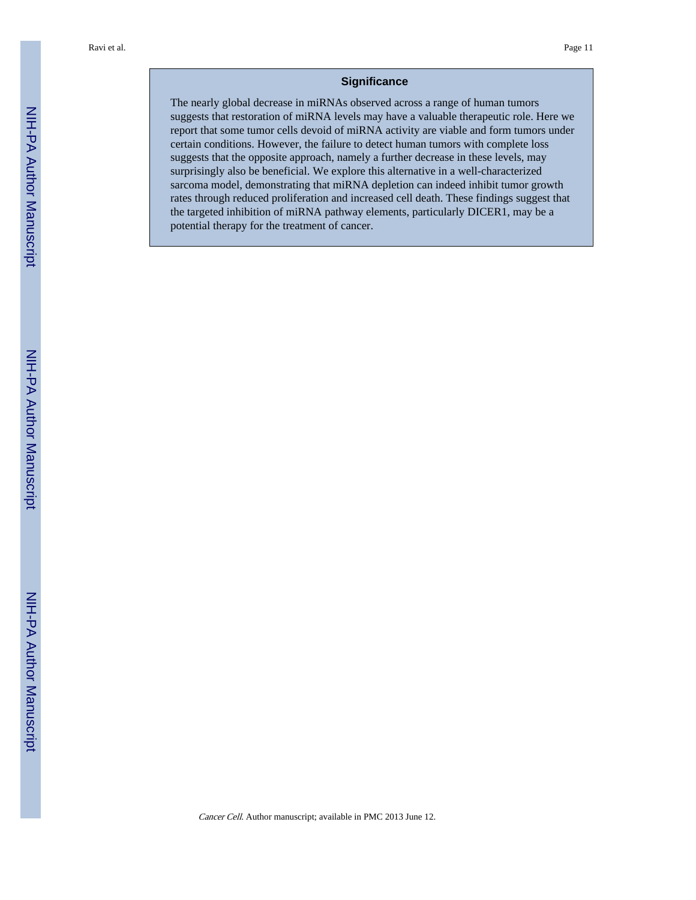## Significance

The nearly global decrease in miRNAs observed across a range of human tumors suggests that restoration of miRNA levels may have a valuable therapeutic role. Here we report that some tumor cells devoid of miRNA activity are viable and form tumors under certain conditions. However, the failure to detect human tumors with complete loss suggests that the opposite approach, namely a further decrease in these levels, may surprisingly also be beneficial. We explore this alternative in a well-characterized sarcoma model, demonstrating that miRNA depletion can indeed inhibit tumor growth rates through reduced proliferation and increased cell death. These findings suggest that the targeted inhibition of miRNA pathway elements, particularly DICER1, may be a potential therapy for the treatment of cancer.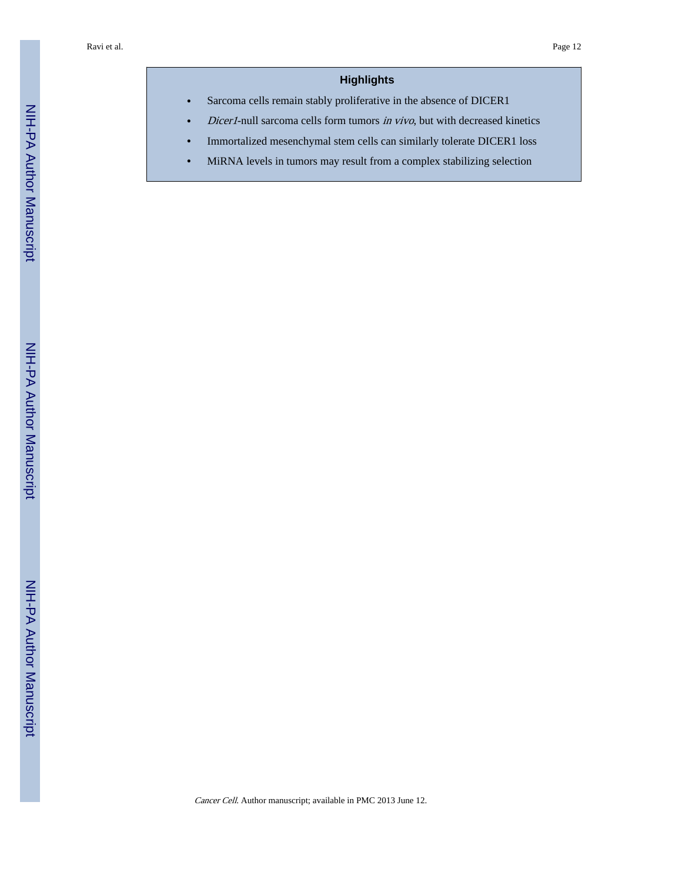## Highlights

- Sarcoma cells remain stably proliferative in the absence of DICER1
- *Dicer1*-null sarcoma cells form tumors *in vivo*, but with decreased kinetics
- Immortalized mesenchymal stem cells can similarly tolerate DICER1 loss
- MiRNA levels in tumors may result from a complex stabilizing selection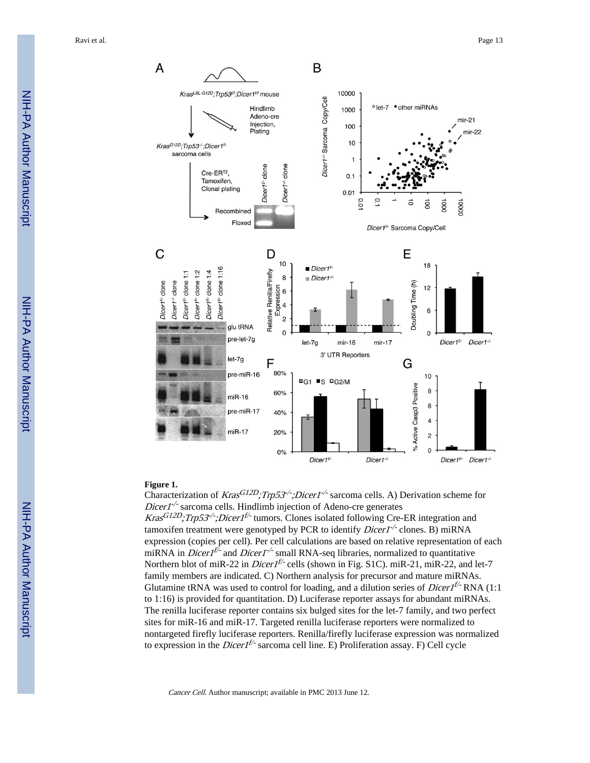**Figure 1.**

Characterization of *Kras*$^{G12D}$*;Trp53*$^{-/-}$*;Dicer1*$^{-/-}$ sarcoma cells. A) Derivation scheme for *Dicer1*$^{-/-}$ sarcoma cells. Hindlimb injection of Adeno-cre generates *Kras*$^{G12D}$*;Trp53*$^{-/-}$*;Dicer1*$^{f/-}$ tumors. Clones isolated following Cre-ER integration and tamoxifen treatment were genotyped by PCR to identify *Dicer1*$^{-/-}$ clones. B) miRNA expression (copies per cell). Per cell calculations are based on relative representation of each miRNA in *Dicer1*$^{f/-}$ and *Dicer1*$^{-/-}$ small RNA-seq libraries, normalized to quantitative Northern blot of miR-22 in *Dicer1*$^{f/-}$ cells (shown in Fig. S1C). miR-21, miR-22, and let-7 family members are indicated. C) Northern analysis for precursor and mature miRNAs. Glutamine tRNA was used to control for loading, and a dilution series of *Dicer1*$^{f/-}$ RNA (1:1 to 1:16) is provided for quantitation. D) Luciferase reporter assays for abundant miRNAs. The renilla luciferase reporter contains six bulged sites for the let-7 family, and two perfect sites for miR-16 and miR-17. Targeted renilla luciferase reporters were normalized to nontargeted firefly luciferase reporters. Renilla/firefly luciferase expression was normalized to expression in the *Dicer1*$^{f/-}$ sarcoma cell line. E) Proliferation assay. F) Cell cycle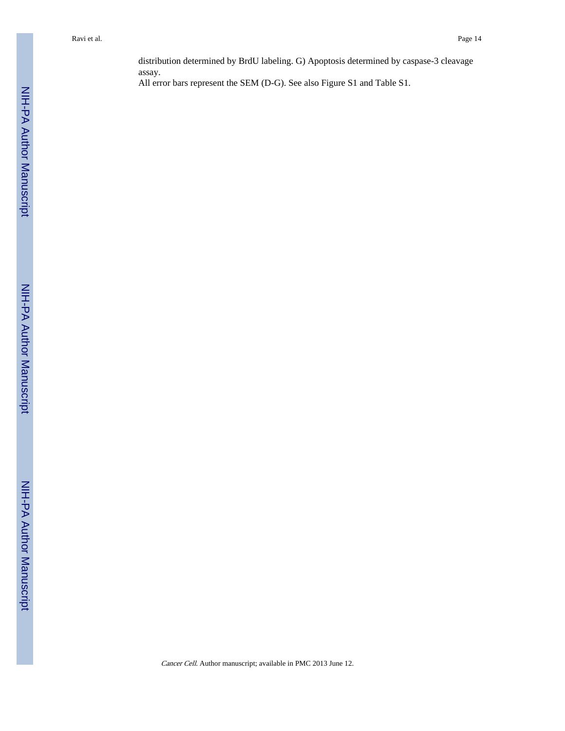distribution determined by BrdU labeling. G) Apoptosis determined by caspase-3 cleavage assay.

All error bars represent the SEM (D-G). See also Figure S1 and Table S1.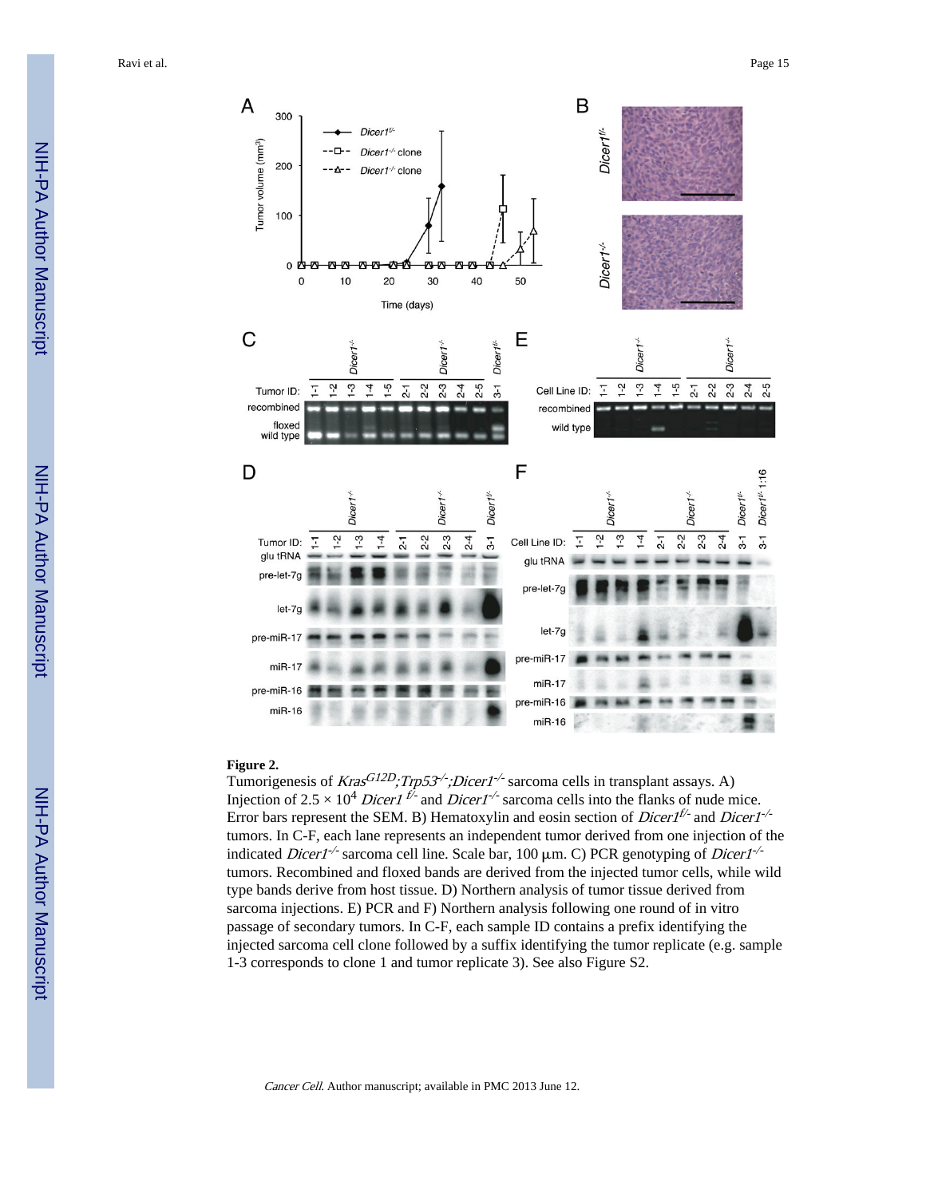**Figure 2.**

Tumorigenesis of *Kras*$^{G12D}$*;Trp53*$^{-/-}$*;Dicer1*$^{-/-}$ sarcoma cells in transplant assays. A) Injection of $2.5 \times 10^4$ *Dicer1* $^{f/-}$ and *Dicer1*$^{-/-}$ sarcoma cells into the flanks of nude mice. Error bars represent the SEM. B) Hematoxylin and eosin section of *Dicer1*$^{f/-}$ and *Dicer1*$^{-/-}$ tumors. In C-F, each lane represents an independent tumor derived from one injection of the indicated *Dicer1*$^{-/-}$ sarcoma cell line. Scale bar, 100 μm. C) PCR genotyping of *Dicer1*$^{-/-}$ tumors. Recombined and floxed bands are derived from the injected tumor cells, while wild type bands derive from host tissue. D) Northern analysis of tumor tissue derived from sarcoma injections. E) PCR and F) Northern analysis following one round of in vitro passage of secondary tumors. In C-F, each sample ID contains a prefix identifying the injected sarcoma cell clone followed by a suffix identifying the tumor replicate (e.g. sample 1-3 corresponds to clone 1 and tumor replicate 3). See also Figure S2.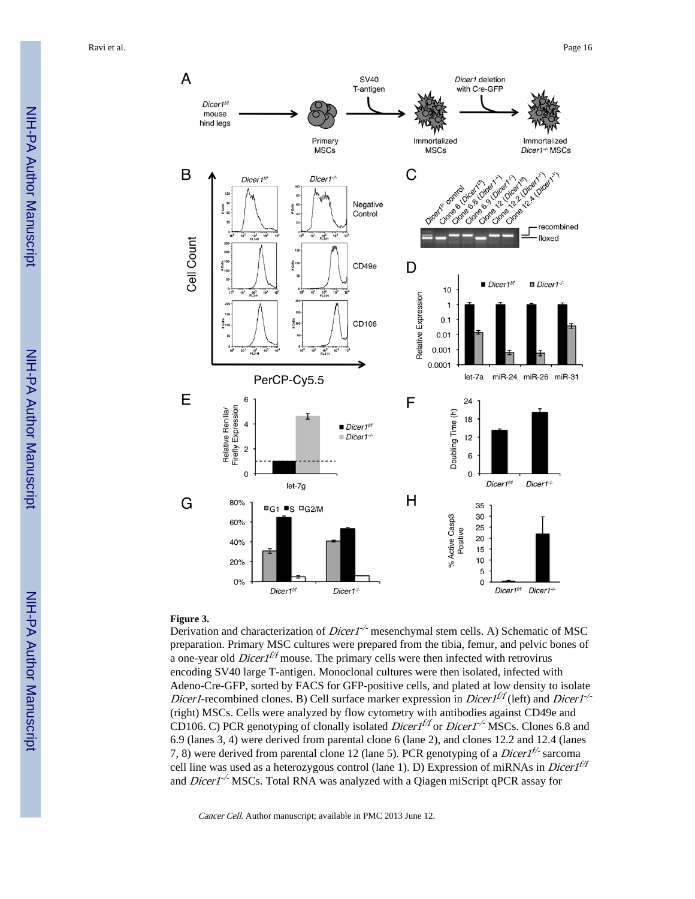**Figure 3.**

Derivation and characterization of *Dicer1*$^{-/-}$ mesenchymal stem cells. A) Schematic of MSC preparation. Primary MSC cultures were prepared from the tibia, femur, and pelvic bones of a one-year old *Dicer1*$^{f/f}$ mouse. The primary cells were then infected with retrovirus encoding SV40 large T-antigen. Monoclonal cultures were then isolated, infected with Adeno-Cre-GFP, sorted by FACS for GFP-positive cells, and plated at low density to isolate *Dicer1*-recombined clones. B) Cell surface marker expression in *Dicer1*$^{f/f}$ (left) and *Dicer1*$^{-/-}$ (right) MSCs. Cells were analyzed by flow cytometry with antibodies against CD49e and CD106. C) PCR genotyping of clonally isolated *Dicer1*$^{f/f}$ or *Dicer1*$^{-/-}$ MSCs. Clones 6.8 and 6.9 (lanes 3, 4) were derived from parental clone 6 (lane 2), and clones 12.2 and 12.4 (lanes 7, 8) were derived from parental clone 12 (lane 5). PCR genotyping of a *Dicer1*$^{f/-}$ sarcoma cell line was used as a heterozygous control (lane 1). D) Expression of miRNAs in *Dicer1*$^{f/f}$ and *Dicer1*$^{-/-}$ MSCs. Total RNA was analyzed with a Qiagen miScript qPCR assay for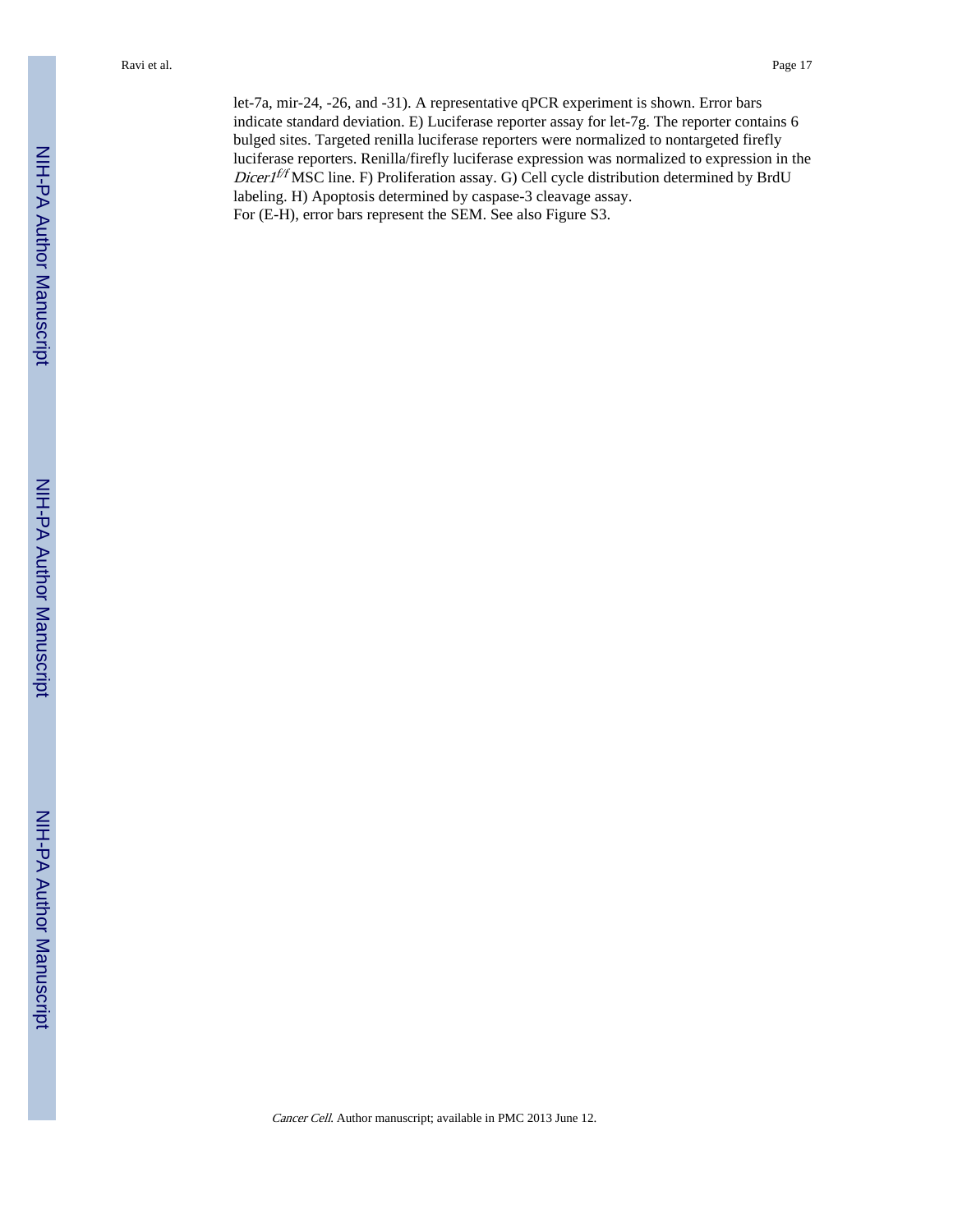let-7a, mir-24, -26, and -31). A representative qPCR experiment is shown. Error bars indicate standard deviation. E) Luciferase reporter assay for let-7g. The reporter contains 6 bulged sites. Targeted renilla luciferase reporters were normalized to nontargeted firefly luciferase reporters. Renilla/firefly luciferase expression was normalized to expression in the *Dicer1*$^{f/f}$ MSC line. F) Proliferation assay. G) Cell cycle distribution determined by BrdU labeling. H) Apoptosis determined by caspase-3 cleavage assay.

For (E-H), error bars represent the SEM. See also Figure S3.